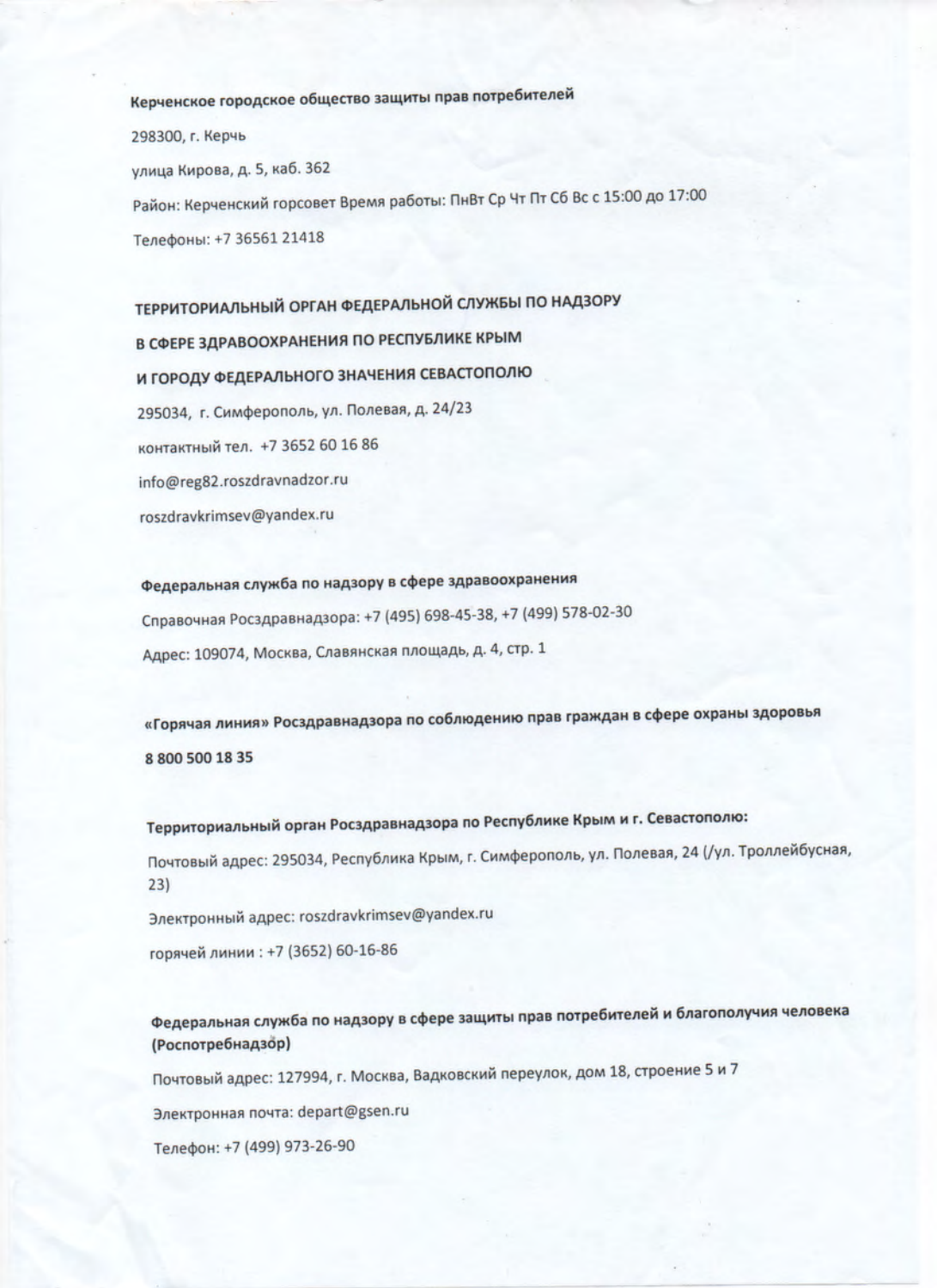**Керченское городское общество защиты прав потребителей**

298300, г. Керчь

улица Кирова, д. 5, каб. 362

Район: Керченский горсовет Время работы: ПнВт Ср Чт Пт Сб Вс с 15:00 до 17:00

Телефоны: +7 36561 21418

**ТЕРРИТОРИАЛЬНЫЙ ОРГАН ФЕДЕРАЛЬНОЙ СЛУЖБЫ ПО НАДЗОРУ**

**В СФЕРЕ ЗДРАВООХРАНЕНИЯ ПО РЕСПУБЛИКЕ КРЫМ**

**И ГОРОДУ ФЕДЕРАЛЬНОГО ЗНАЧЕНИЯ СЕВАСТОПОЛЮ**

295034, г. Симферополь, ул. Полевая, д. 24/23

контактный тел. +7 3652 60 16 86

info@reg82.roszdravnadzor.ru

roszdravkrimsev@yandex.ru

**Федеральная служба по надзору в сфере здравоохранения**

Справочная Росздравнадзора: +7 (495) 698-45-38, +7 (499) 578-02-30

Адрес: 109074, Москва, Славянская площадь, д. 4, стр. 1

**«Горячая линия» Росздравнадзора по соблюдению прав граждан в сфере охраны здоровья**

**8 800 500 18 35**

**Территориальный орган Росздравнадзора по Республике Крым и г. Севастополю:**

Почтовый адрес: 295034, Республика Крым, г. Симферополь, ул. Полевая, 24 (/ул. Троллейбусная, 23)

Электронный адрес: roszdravkrimsev@yandex.ru

горячей линии : +7 (3652) 60-16-86

**Федеральная служба по надзору в сфере защиты прав потребителей и благополучия человека (Роспотребнадзор)**

Почтовый адрес: 127994, г. Москва, Вадковский переулок, дом 18, строение 5 и 7

Электронная почта: depart@gsen.ru

Телефон: +7 (499) 973-26-90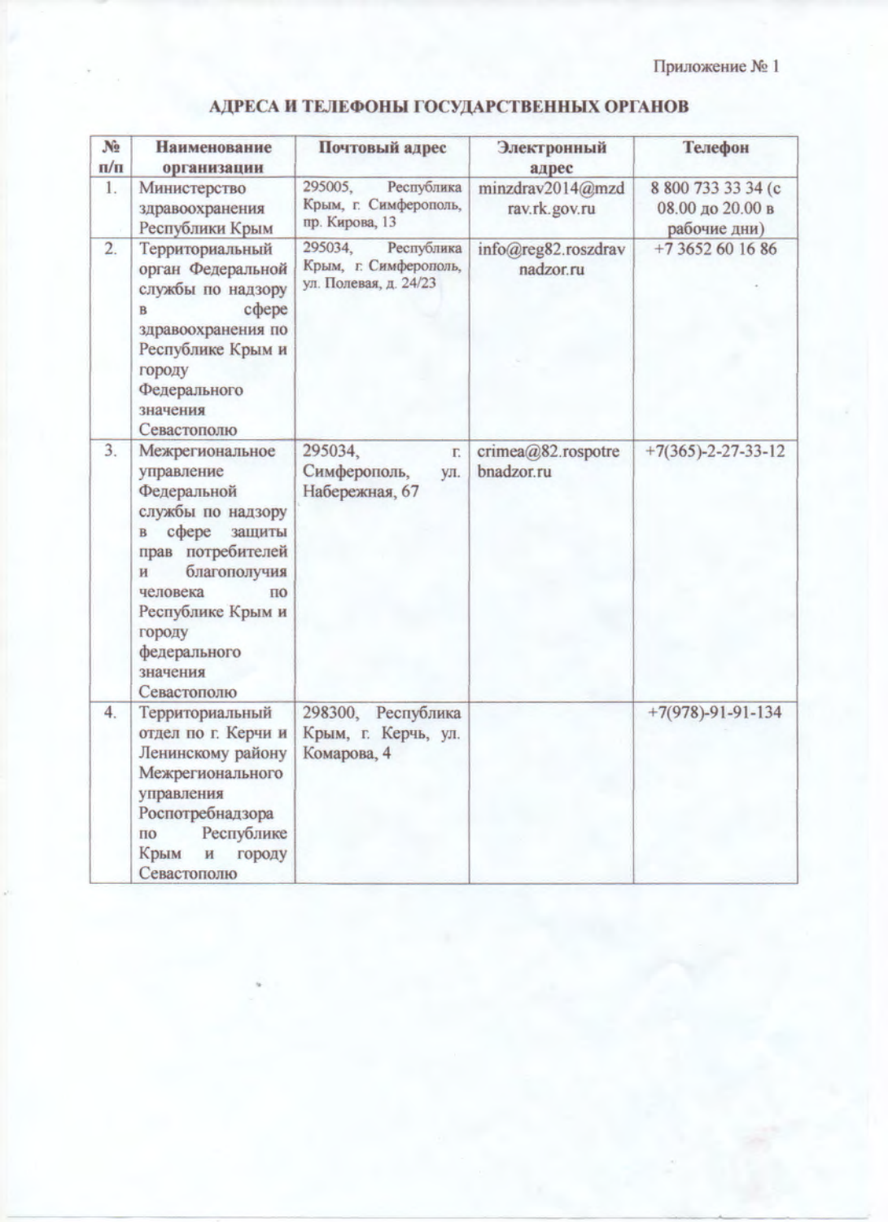Приложение № 1

# АДРЕСА И ТЕЛЕФОНЫ ГОСУДАРСТВЕННЫХ ОРГАНОВ

| № п/п | Наименование организации | Почтовый адрес | Электронный адрес | Телефон |
|---|---|---|---|---|
| 1. | Министерство здравоохранения Республики Крым | 295005, Республика Крым, г. Симферополь, пр. Кирова, 13 | minzdrav2014@mzdrav.rk.gov.ru | 8 800 733 33 34 (с 08.00 до 20.00 в рабочие дни) |
| 2. | Территориальный орган Федеральной службы по надзору в сфере здравоохранения по Республике Крым и городу Федерального значения Севастополю | 295034, Республика Крым, г. Симферополь, ул. Полевая, д. 24/23 | info@reg82.roszdravnadzor.ru | +7 3652 60 16 86 |
| 3. | Межрегиональное управление Федеральной службы по надзору в сфере защиты прав потребителей и благополучия человека по Республике Крым и городу федерального значения Севастополю | 295034, г. Симферополь, ул. Набережная, 67 | crimea@82.rospotrebnadzor.ru | +7(365)-2-27-33-12 |
| 4. | Территориальный отдел по г. Керчи и Ленинскому району Межрегионального управления Роспотребнадзора по Республике Крым и городу Севастополю | 298300, Республика Крым, г. Керчь, ул. Комарова, 4 | | +7(978)-91-91-134 |